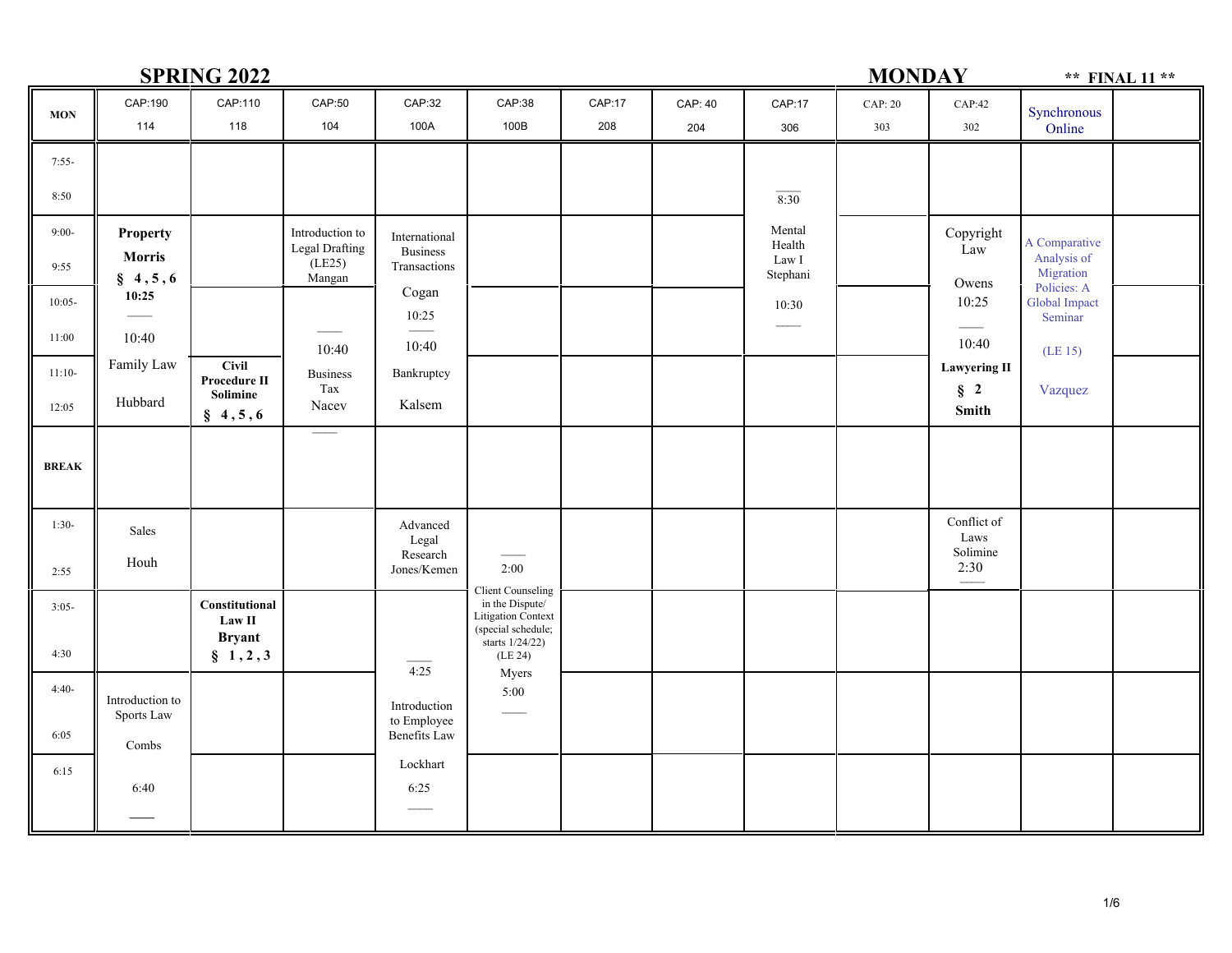# SPRING 2022 — MONDAY — ** FINAL 11 **

| MON | CAP:190 114 | CAP:110 118 | CAP:50 104 | CAP:32 100A | CAP:38 100B | CAP:17 208 | CAP: 40 204 | CAP:17 306 | CAP: 20 303 | CAP:42 302 | Synchronous Online | |
|---|---|---|---|---|---|---|---|---|---|---|---|---|
| 7:55- 8:50 | | | | | | | | 8:30 | | | | |
| 9:00- 9:55 | **Property Morris § 4 , 5 , 6 10:25** | | Introduction to Legal Drafting (LE25) Mangan | International Business Transactions Cogan 10:25 | | | | Mental Health Law I Stephani 10:30 | | Copyright Law Owens 10:25 | A Comparative Analysis of Migration Policies: A Global Impact Seminar (LE 15) Vazquez | |
| 10:05- 11:00 | 10:40 | | 10:40 | 10:40 | | | | | | 10:40 | | |
| 11:10- 12:05 | Family Law Hubbard | **Civil Procedure II Solimine § 4 , 5 , 6** | Business Tax Nacev | Bankruptcy Kalsem | | | | | | **Lawyering II § 2 Smith** | | |
| **BREAK** | | | | | | | | | | | | |
| 1:30- 2:55 | Sales Houh | | | Advanced Legal Research Jones/Kemen | 2:00 | | | | | Conflict of Laws Solimine 2:30 | | |
| 3:05- 4:30 | | **Constitutional Law II Bryant § 1 , 2 , 3** | | 4:25 | Client Counseling in the Dispute/ Litigation Context (special schedule; starts 1/24/22) (LE 24) Myers 5:00 | | | | | | | |
| 4:40- 6:05 | Introduction to Sports Law Combs | | | Introduction to Employee Benefits Law Lockhart | | | | | | | | |
| 6:15 | 6:40 | | | 6:25 | | | | | | | | |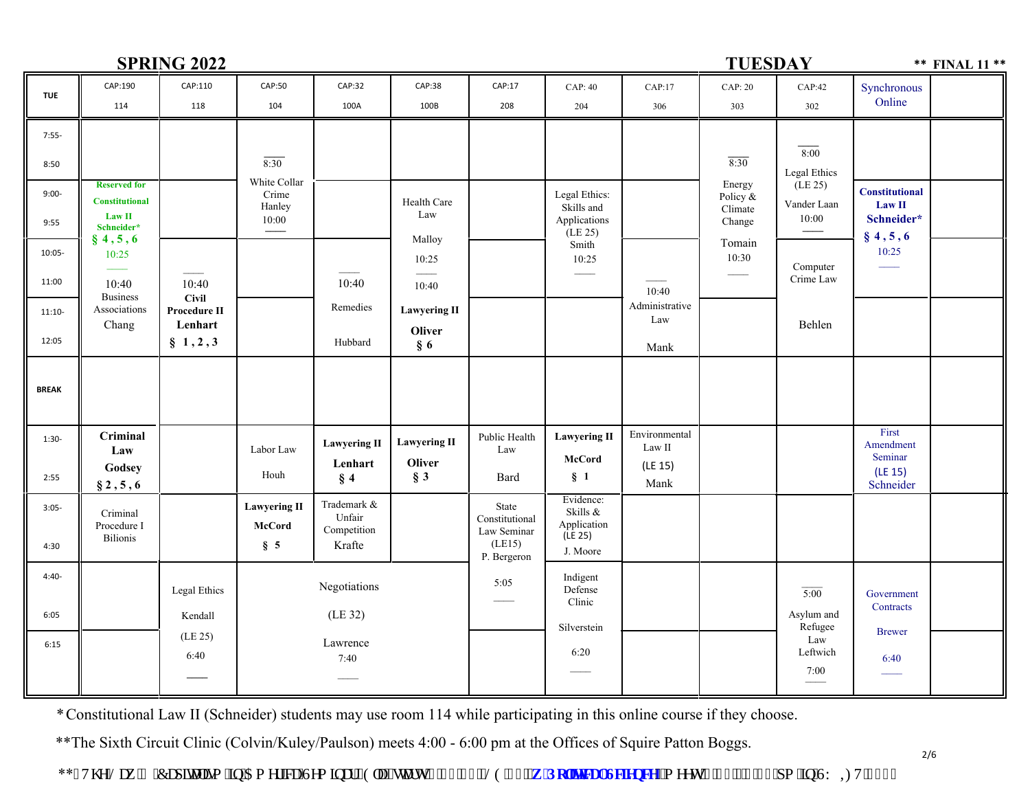# SPRING 2022 — TUESDAY

**\*\* FINAL 11 \*\***

| TUE | CAP:190 114 | CAP:110 118 | CAP:50 104 | CAP:32 100A | CAP:38 100B | CAP:17 208 | CAP: 40 204 | CAP:17 306 | CAP: 20 303 | CAP:42 302 | Synchronous Online | |
|---|---|---|---|---|---|---|---|---|---|---|---|---|
| 7:55- 8:50 | | | 8:30 | | | | | | 8:30 | 8:00 Legal Ethics (LE 25) | | |
| 9:00- 9:55 | Reserved for Constitutional Law II Schneider* § 4 , 5 , 6 10:25 | | White Collar Crime Hanley 10:00 | | Health Care Law | | Legal Ethics: Skills and Applications (LE 25) Smith 10:25 | | Energy Policy & Climate Change | Vander Laan 10:00 | **Constitutional Law II Schneider\*** § 4 , 5 , 6 10:25 | |
| 10:05- 11:00 | 10:40 Business Associations | 10:40 | | 10:40 | Malloy 10:25 10:40 | | | 10:40 | Tomain 10:30 | Computer Crime Law | | |
| 11:10- 12:05 | Chang | **Civil Procedure II Lenhart** § 1 , 2 , 3 | | Remedies Hubbard | **Lawyering II Oliver** § 6 | | | Administrative Law Mank | | Behlen | | |
| BREAK | | | | | | | | | | | | |
| 1:30- 2:55 | **Criminal Law Godsey** § 2 , 5 , 6 | | Labor Law Houh | **Lawyering II Lenhart** § 4 | **Lawyering II Oliver** § 3 | Public Health Law Bard | **Lawyering II McCord** § 1 | Environmental Law II (LE 15) Mank | | | First Amendment Seminar (LE 15) Schneider | |
| 3:05- 4:30 | Criminal Procedure I Bilionis | | **Lawyering II McCord** § 5 | Trademark & Unfair Competition Krafte | | State Constitutional Law Seminar (LE15) P. Bergeron | Evidence: Skills & Application (LE 25) J. Moore | | | | | |
| 4:40- 6:05 | | Legal Ethics Kendall | Negotiations (LE 32) | | | 5:05 | Indigent Defense Clinic Silverstein | | | 5:00 Asylum and Refugee Law Leftwich | Government Contracts Brewer | |
| 6:15 | | (LE 25) 6:40 | Lawrence 7:40 | | | | 6:20 | | | 7:00 | 6:40 | |

\* Constitutional Law II (Schneider) students may use room 114 while participating in this online course if they choose.

\*\*The Sixth Circuit Clinic (Colvin/Kuley/Paulson) meets 4:00 - 6:00 pm at the Offices of Squire Patton Boggs.

\*\*7KH/ DZ &DSLWDOP LQ$ PHULFD6HP LQDU(OL]DEHWK/ (( Z3 ROLWLFDO6FLHQFH P HHWV SP LQ6: ,) 7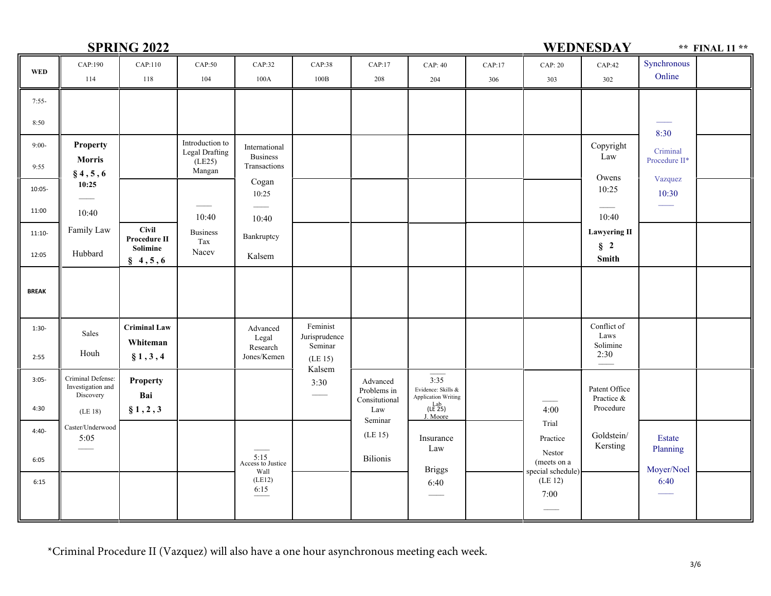# SPRING 2022

## WEDNESDAY

**\*\* FINAL 11 \*\***

| WED | CAP:190 114 | CAP:110 118 | CAP:50 104 | CAP:32 100A | CAP:38 100B | CAP:17 208 | CAP: 40 204 | CAP:17 306 | CAP: 20 303 | CAP:42 302 | Synchronous Online | |
|---|---|---|---|---|---|---|---|---|---|---|---|---|
| 7:55- 8:50 | | | | | | | | | | | 8:30 | |
| 9:00- 9:55 | **Property Morris § 4 , 5 , 6** | | Introduction to Legal Drafting (LE25) Mangan | International Business Transactions | | | | | | Copyright Law | Criminal Procedure II* | |
| 10:05- 11:00 | **10:25** 10:40 | | 10:40 | Cogan 10:25 10:40 | | | | | | Owens 10:25 10:40 | Vazquez 10:30 | |
| 11:10- 12:05 | Family Law Hubbard | **Civil Procedure II Solimine § 4 , 5 , 6** | Business Tax Nacev | Bankruptcy Kalsem | | | | | | **Lawyering II § 2 Smith** | | |
| BREAK | | | | | | | | | | | | |
| 1:30- 2:55 | Sales Houh | **Criminal Law Whiteman § 1 , 3 , 4** | | Advanced Legal Research Jones/Kemen | Feminist Jurisprudence Seminar (LE 15) Kalsem | | | | | Conflict of Laws Solimine 2:30 | | |
| 3:05- 4:30 | Criminal Defense: Investigation and Discovery (LE 18) | **Property Bai § 1 , 2 , 3** | | | 3:30 | Advanced Problems in Consitutional Law Seminar | 3:35 Evidence: Skills & Application Writing Lab (LE 25) J. Moore | | 4:00 | Patent Office Practice & Procedure | | |
| 4:40- 6:05 | Caster/Underwood 5:05 | | | 5:15 Access to Justice Wall | | (LE 15) Bilionis | Insurance Law Briggs | | Trial Practice Nestor (meets on a special schedule) | Goldstein/ Kersting | Estate Planning | |
| 6:15 | | | | (LE12) 6:15 | | | 6:40 | | (LE 12) 7:00 | | Moyer/Noel 6:40 | |

\*Criminal Procedure II (Vazquez) will also have a one hour asynchronous meeting each week.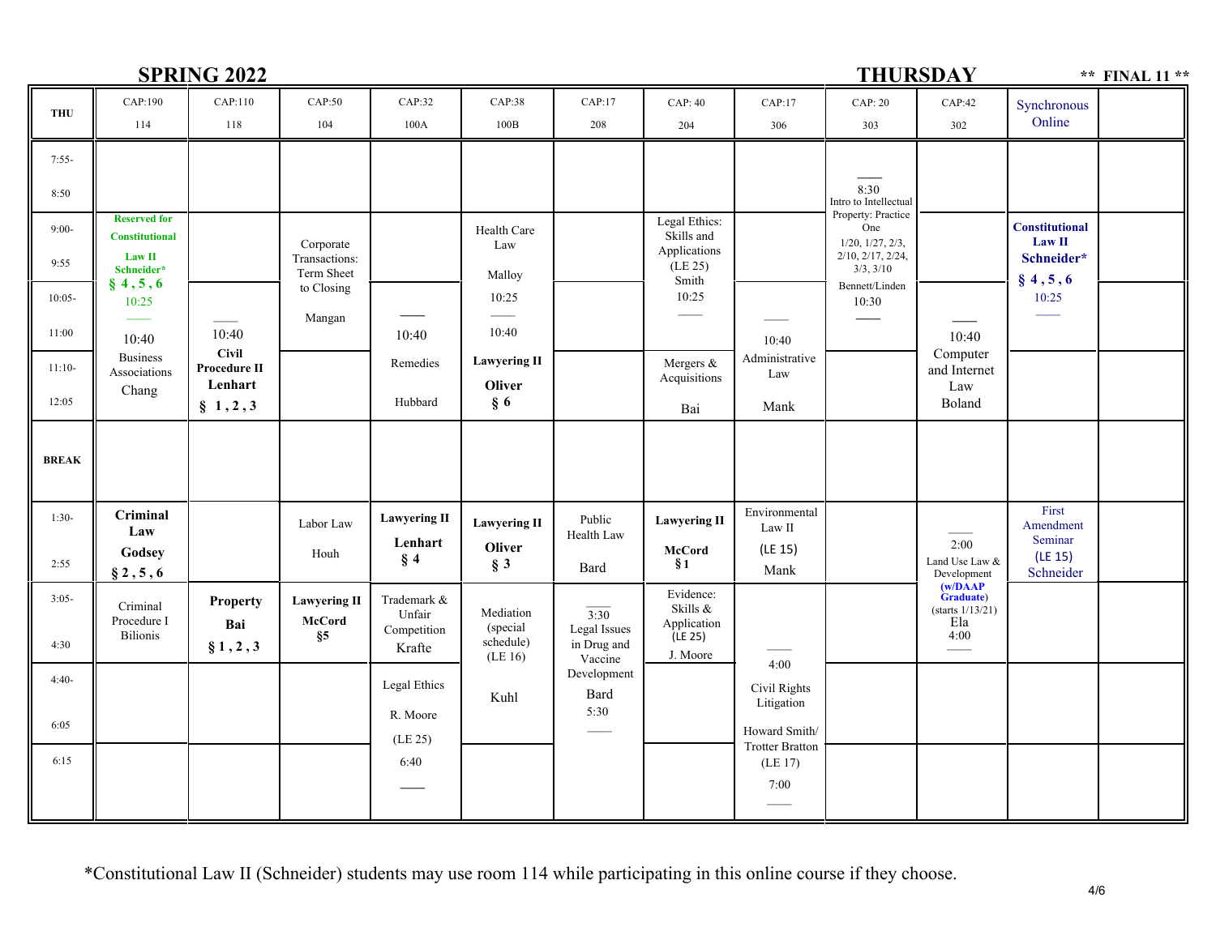# SPRING 2022 — THURSDAY — ** FINAL 11 **

| THU | CAP:190 114 | CAP:110 118 | CAP:50 104 | CAP:32 100A | CAP:38 100B | CAP:17 208 | CAP: 40 204 | CAP:17 306 | CAP: 20 303 | CAP:42 302 | Synchronous Online | |
|---|---|---|---|---|---|---|---|---|---|---|---|---|
| 7:55- 8:50 | | | | | | | | | 8:30 Intro to Intellectual Property: Practice One 1/20, 1/27, 2/3, 2/10, 2/17, 2/24, 3/3, 3/10 Bennett/Linden 10:30 | | | |
| 9:00- 9:55 | **Reserved for Constitutional Law II Schneider*** **§ 4, 5, 6** 10:25 | | Corporate Transactions: Term Sheet to Closing Mangan | | Health Care Law Malloy 10:25 | | Legal Ethics: Skills and Applications (LE 25) Smith 10:25 | | | | **Constitutional Law II Schneider*** **§ 4, 5, 6** 10:25 | |
| 10:05- 11:00 | 10:40 | 10:40 | | 10:40 | 10:40 | | | 10:40 | | 10:40 | | |
| 11:10- 12:05 | Business Associations Chang | **Civil Procedure II Lenhart § 1, 2, 3** | | Remedies Hubbard | **Lawyering II Oliver § 6** | | Mergers & Acquisitions Bai | Administrative Law Mank | | Computer and Internet Law Boland | | |
| **BREAK** | | | | | | | | | | | | |
| 1:30- 2:55 | **Criminal Law Godsey § 2, 5, 6** | | Labor Law Houh | **Lawyering II Lenhart § 4** | **Lawyering II Oliver § 3** | Public Health Law Bard | **Lawyering II McCord § 1** | Environmental Law II (LE 15) Mank | | 2:00 Land Use Law & Development **(w/DAAP Graduate)** (starts 1/13/21) Ela 4:00 | First Amendment Seminar (LE 15) Schneider | |
| 3:05- 4:30 | Criminal Procedure I Bilionis | **Property Bai § 1, 2, 3** | **Lawyering II McCord §5** | Trademark & Unfair Competition Krafte | Mediation (special schedule) (LE 16) Kuhl | 3:30 Legal Issues in Drug and Vaccine Development Bard 5:30 | Evidence: Skills & Application (LE 25) J. Moore | 4:00 Civil Rights Litigation Howard Smith/ Trotter Bratton (LE 17) 7:00 | | | | |
| 4:40- 6:05 | | | | Legal Ethics R. Moore (LE 25) 6:40 | | | | | | | | |
| 6:15 | | | | | | | | | | | | |

*Constitutional Law II (Schneider) students may use room 114 while participating in this online course if they choose.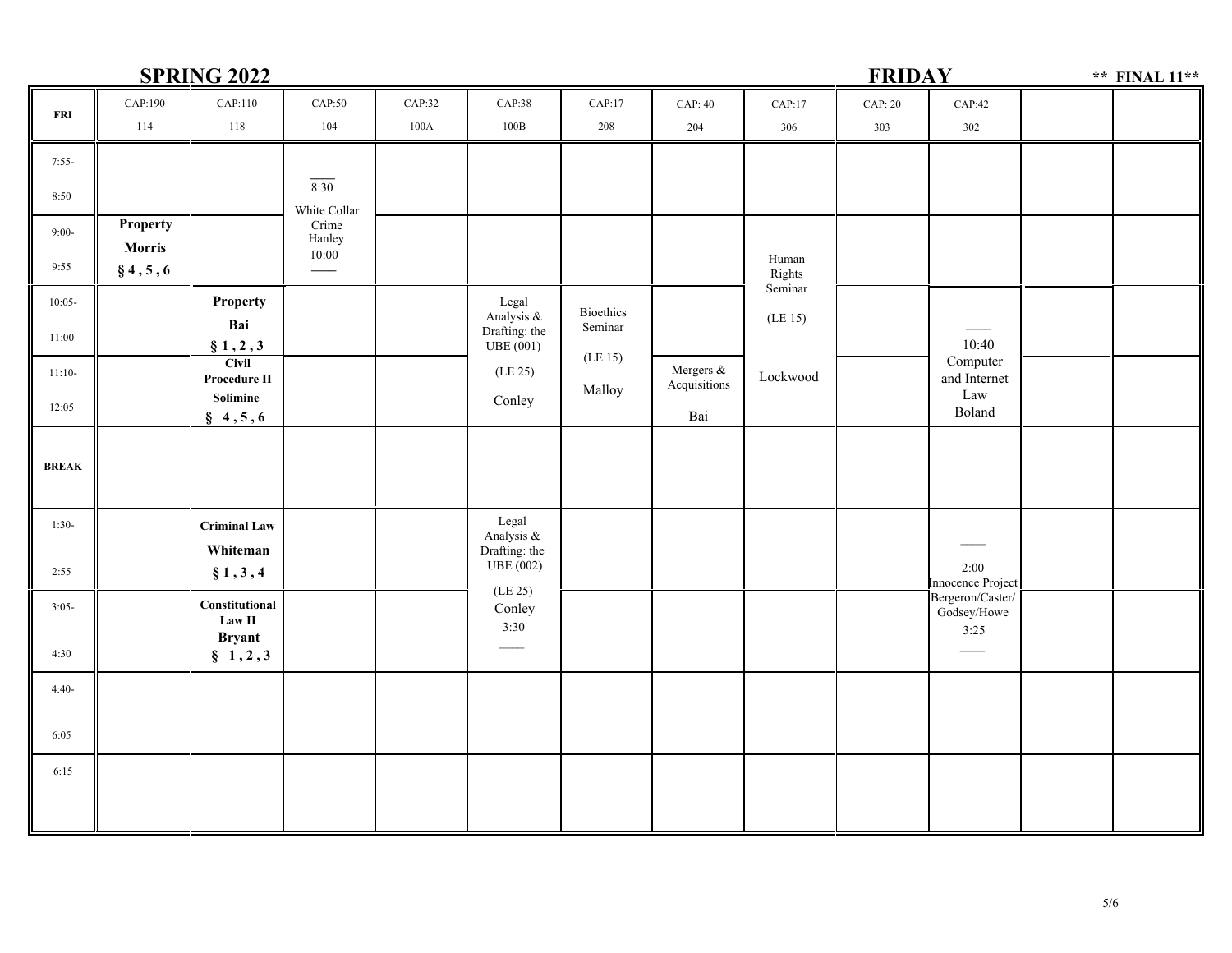## SPRING 2022 — FRIDAY — ** FINAL 11**

| FRI | CAP:190 114 | CAP:110 118 | CAP:50 104 | CAP:32 100A | CAP:38 100B | CAP:17 208 | CAP: 40 204 | CAP:17 306 | CAP: 20 303 | CAP:42 302 | | |
|---|---|---|---|---|---|---|---|---|---|---|---|---|
| 7:55- 8:50 | | | 8:30 White Collar Crime Hanley 10:00 | | | | | | | | | |
| 9:00- 9:55 | **Property Morris § 4 , 5 , 6** | | | | | | | Human Rights Seminar (LE 15) Lockwood | | | | |
| 10:05- 11:00 | | **Property Bai § 1 , 2 , 3** | | | Legal Analysis & Drafting: the UBE (001) (LE 25) Conley | Bioethics Seminar (LE 15) Malloy | | | | 10:40 Computer and Internet Law Boland | | |
| 11:10- 12:05 | | **Civil Procedure II Solimine § 4 , 5 , 6** | | | | | Mergers & Acquisitions Bai | | | | | |
| BREAK | | | | | | | | | | | | |
| 1:30- 2:55 | | **Criminal Law Whiteman § 1 , 3 , 4** | | | Legal Analysis & Drafting: the UBE (002) (LE 25) Conley 3:30 | | | | | 2:00 Innocence Project Bergeron/Caster/ Godsey/Howe 3:25 | | |
| 3:05- 4:30 | | **Constitutional Law II Bryant § 1 , 2 , 3** | | | | | | | | | | |
| 4:40- 6:05 | | | | | | | | | | | | |
| 6:15 | | | | | | | | | | | | |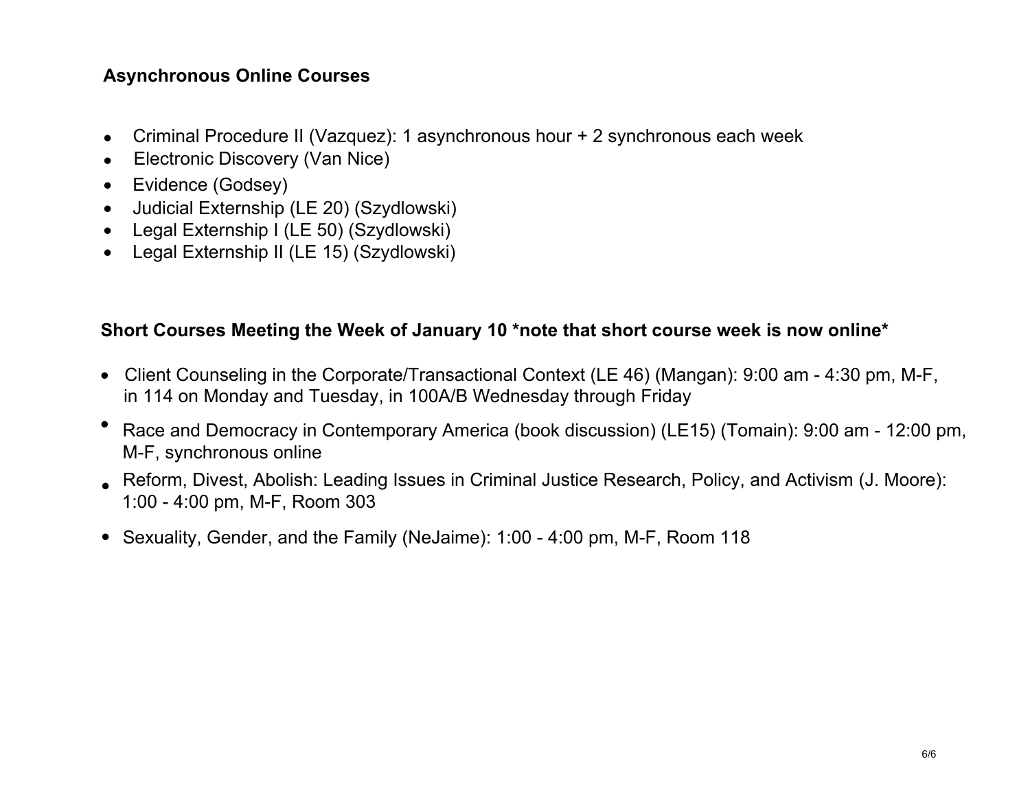### Asynchronous Online Courses

- Criminal Procedure II (Vazquez): 1 asynchronous hour + 2 synchronous each week
- Electronic Discovery (Van Nice)
- Evidence (Godsey)
- Judicial Externship (LE 20) (Szydlowski)
- Legal Externship I (LE 50) (Szydlowski)
- Legal Externship II (LE 15) (Szydlowski)

### Short Courses Meeting the Week of January 10 *note that short course week is now online*

- Client Counseling in the Corporate/Transactional Context (LE 46) (Mangan): 9:00 am - 4:30 pm, M-F, in 114 on Monday and Tuesday, in 100A/B Wednesday through Friday
- Race and Democracy in Contemporary America (book discussion) (LE15) (Tomain): 9:00 am - 12:00 pm, M-F, synchronous online
- Reform, Divest, Abolish: Leading Issues in Criminal Justice Research, Policy, and Activism (J. Moore): 1:00 - 4:00 pm, M-F, Room 303
- Sexuality, Gender, and the Family (NeJaime): 1:00 - 4:00 pm, M-F, Room 118